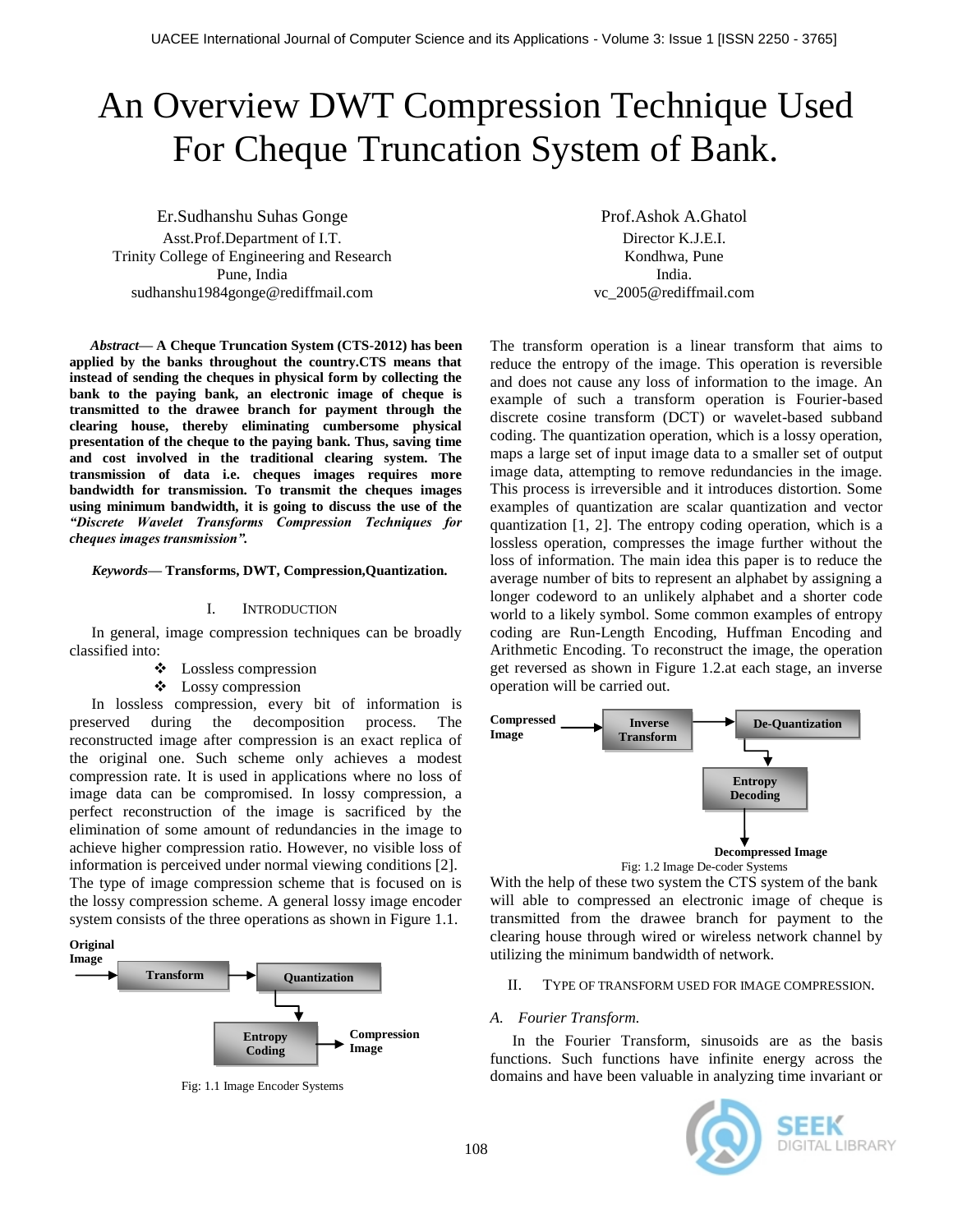# An Overview DWT Compression Technique Used For Cheque Truncation System of Bank.

Er.Sudhanshu Suhas Gonge
Asst.Prof.Department of I.T.
Trinity College of Engineering and Research
Pune, India
sudhanshu1984gonge@rediffmail.com

Prof.Ashok A.Ghatol
Director K.J.E.I.
Kondhwa, Pune
India.
vc_2005@rediffmail.com

***Abstract*— A Cheque Truncation System (CTS-2012) has been applied by the banks throughout the country.CTS means that instead of sending the cheques in physical form by collecting the bank to the paying bank, an electronic image of cheque is transmitted to the drawee branch for payment through the clearing house, thereby eliminating cumbersome physical presentation of the cheque to the paying bank. Thus, saving time and cost involved in the traditional clearing system. The transmission of data i.e. cheques images requires more bandwidth for transmission. To transmit the cheques images using minimum bandwidth, it is going to discuss the use of the *"Discrete Wavelet Transforms Compression Techniques for cheques images transmission".***

***Keywords*— Transforms, DWT, Compression,Quantization.**

## I. Introduction

In general, image compression techniques can be broadly classified into:

- Lossless compression
- Lossy compression

In lossless compression, every bit of information is preserved during the decomposition process. The reconstructed image after compression is an exact replica of the original one. Such scheme only achieves a modest compression rate. It is used in applications where no loss of image data can be compromised. In lossy compression, a perfect reconstruction of the image is sacrificed by the elimination of some amount of redundancies in the image to achieve higher compression ratio. However, no visible loss of information is perceived under normal viewing conditions [2]. The type of image compression scheme that is focused on is the lossy compression scheme. A general lossy image encoder system consists of the three operations as shown in Figure 1.1.

Original Image → Transform → Quantization → Entropy Coding → Compression Image

Fig: 1.1 Image Encoder Systems

The transform operation is a linear transform that aims to reduce the entropy of the image. This operation is reversible and does not cause any loss of information to the image. An example of such a transform operation is Fourier-based discrete cosine transform (DCT) or wavelet-based subband coding. The quantization operation, which is a lossy operation, maps a large set of input image data to a smaller set of output image data, attempting to remove redundancies in the image. This process is irreversible and it introduces distortion. Some examples of quantization are scalar quantization and vector quantization [1, 2]. The entropy coding operation, which is a lossless operation, compresses the image further without the loss of information. The main idea this paper is to reduce the average number of bits to represent an alphabet by assigning a longer codeword to an unlikely alphabet and a shorter code world to a likely symbol. Some common examples of entropy coding are Run-Length Encoding, Huffman Encoding and Arithmetic Encoding. To reconstruct the image, the operation get reversed as shown in Figure 1.2.at each stage, an inverse operation will be carried out.

Compressed Image → Inverse Transform → De-Quantization → Entropy Decoding → Decompressed Image

Fig: 1.2 Image De-coder Systems

With the help of these two system the CTS system of the bank will able to compressed an electronic image of cheque is transmitted from the drawee branch for payment to the clearing house through wired or wireless network channel by utilizing the minimum bandwidth of network.

## II. Type of Transform Used for Image Compression.

### A. Fourier Transform.

In the Fourier Transform, sinusoids are as the basis functions. Such functions have infinite energy across the domains and have been valuable in analyzing time invariant or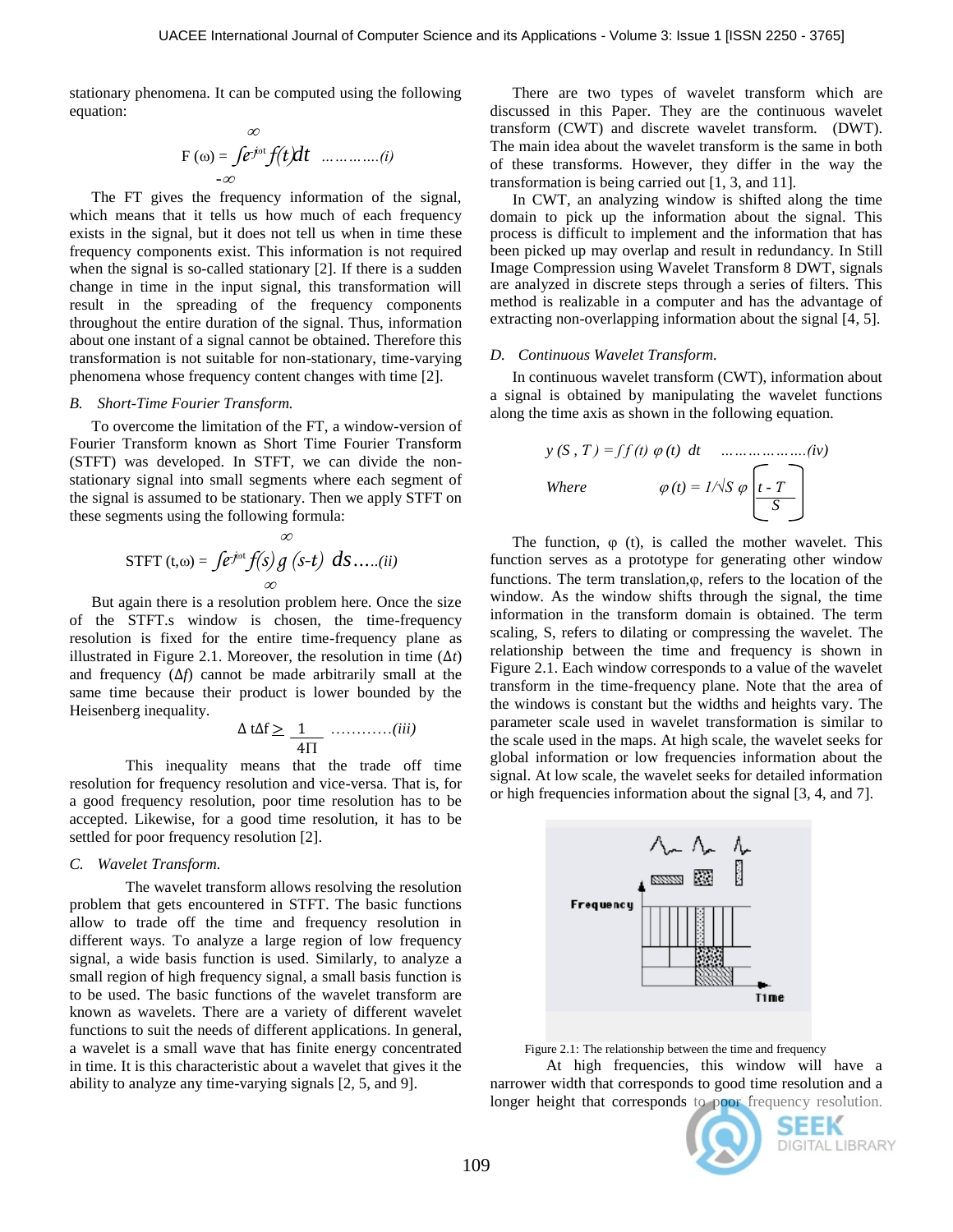stationary phenomena. It can be computed using the following equation:

$$F(\omega) = \int_{-\infty}^{\infty} e^{-j\omega t} f(t) dt \quad \text{…………(i)}$$

The FT gives the frequency information of the signal, which means that it tells us how much of each frequency exists in the signal, but it does not tell us when in time these frequency components exist. This information is not required when the signal is so-called stationary [2]. If there is a sudden change in time in the input signal, this transformation will result in the spreading of the frequency components throughout the entire duration of the signal. Thus, information about one instant of a signal cannot be obtained. Therefore this transformation is not suitable for non-stationary, time-varying phenomena whose frequency content changes with time [2].

*B. Short-Time Fourier Transform.*

To overcome the limitation of the FT, a window-version of Fourier Transform known as Short Time Fourier Transform (STFT) was developed. In STFT, we can divide the non-stationary signal into small segments where each segment of the signal is assumed to be stationary. Then we apply STFT on these segments using the following formula:

$$\text{STFT}(t,\omega) = \int_{\infty}^{\infty} e^{-j\omega t} f(s)\, g(s-t)\, ds \quad \text{…..(ii)}$$

But again there is a resolution problem here. Once the size of the STFT.s window is chosen, the time-frequency resolution is fixed for the entire time-frequency plane as illustrated in Figure 2.1. Moreover, the resolution in time ($\Delta t$) and frequency ($\Delta f$) cannot be made arbitrarily small at the same time because their product is lower bounded by the Heisenberg inequality.

$$\Delta t \Delta f \geq \frac{1}{4\Pi} \quad \text{…………(iii)}$$

This inequality means that the trade off time resolution for frequency resolution and vice-versa. That is, for a good frequency resolution, poor time resolution has to be accepted. Likewise, for a good time resolution, it has to be settled for poor frequency resolution [2].

*C. Wavelet Transform.*

The wavelet transform allows resolving the resolution problem that gets encountered in STFT. The basic functions allow to trade off the time and frequency resolution in different ways. To analyze a large region of low frequency signal, a wide basis function is used. Similarly, to analyze a small region of high frequency signal, a small basis function is to be used. The basic functions of the wavelet transform are known as wavelets. There are a variety of different wavelet functions to suit the needs of different applications. In general, a wavelet is a small wave that has finite energy concentrated in time. It is this characteristic about a wavelet that gives it the ability to analyze any time-varying signals [2, 5, and 9].

There are two types of wavelet transform which are discussed in this Paper. They are the continuous wavelet transform (CWT) and discrete wavelet transform. (DWT). The main idea about the wavelet transform is the same in both of these transforms. However, they differ in the way the transformation is being carried out [1, 3, and 11].

In CWT, an analyzing window is shifted along the time domain to pick up the information about the signal. This process is difficult to implement and the information that has been picked up may overlap and result in redundancy. In Still Image Compression using Wavelet Transform 8 DWT, signals are analyzed in discrete steps through a series of filters. This method is realizable in a computer and has the advantage of extracting non-overlapping information about the signal [4, 5].

*D. Continuous Wavelet Transform.*

In continuous wavelet transform (CWT), information about a signal is obtained by manipulating the wavelet functions along the time axis as shown in the following equation.

$$y(S, T) = \int f(t)\, \varphi(t)\, dt \quad \text{………………(iv)}$$

Where $\varphi(t) = 1/\sqrt{S}\; \varphi\left(\frac{t - T}{S}\right)$

The function, $\varphi(t)$, is called the mother wavelet. This function serves as a prototype for generating other window functions. The term translation,$\varphi$, refers to the location of the window. As the window shifts through the signal, the time information in the transform domain is obtained. The term scaling, S, refers to dilating or compressing the wavelet. The relationship between the time and frequency is shown in Figure 2.1. Each window corresponds to a value of the wavelet transform in the time-frequency plane. Note that the area of the windows is constant but the widths and heights vary. The parameter scale used in wavelet transformation is similar to the scale used in the maps. At high scale, the wavelet seeks for global information or low frequencies information about the signal. At low scale, the wavelet seeks for detailed information or high frequencies information about the signal [3, 4, and 7].

Figure 2.1: The relationship between the time and frequency

At high frequencies, this window will have a narrower width that corresponds to good time resolution and a longer height that corresponds to poor frequency resolution.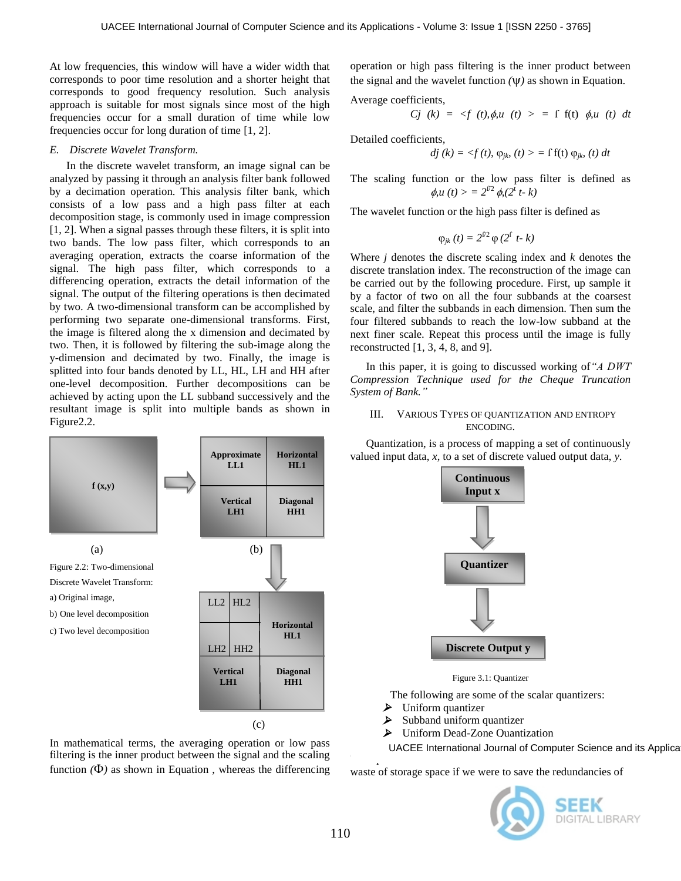At low frequencies, this window will have a wider width that corresponds to poor time resolution and a shorter height that corresponds to good frequency resolution. Such analysis approach is suitable for most signals since most of the high frequencies occur for a small duration of time while low frequencies occur for long duration of time [1, 2].

### *E. Discrete Wavelet Transform.*

In the discrete wavelet transform, an image signal can be analyzed by passing it through an analysis filter bank followed by a decimation operation. This analysis filter bank, which consists of a low pass and a high pass filter at each decomposition stage, is commonly used in image compression [1, 2]. When a signal passes through these filters, it is split into two bands. The low pass filter, which corresponds to an averaging operation, extracts the coarse information of the signal. The high pass filter, which corresponds to a differencing operation, extracts the detail information of the signal. The output of the filtering operations is then decimated by two. A two-dimensional transform can be accomplished by performing two separate one-dimensional transforms. First, the image is filtered along the x dimension and decimated by two. Then, it is followed by filtering the sub-image along the y-dimension and decimated by two. Finally, the image is splitted into four bands denoted by LL, HL, LH and HH after one-level decomposition. Further decompositions can be achieved by acting upon the LL subband successively and the resultant image is split into multiple bands as shown in Figure2.2.

(a) f (x,y)

(b)

| Approximate LL1 | Horizontal HL1 |
|---|---|
| Vertical LH1 | Diagonal HH1 |

(c)

| LL2 | HL2 | Horizontal HL1 |
|---|---|---|
| LH2 | HH2 | |
| Vertical LH1 | | Diagonal HH1 |

Figure 2.2: Two-dimensional Discrete Wavelet Transform:
a) Original image,
b) One level decomposition
c) Two level decomposition

In mathematical terms, the averaging operation or low pass filtering is the inner product between the signal and the scaling function *(Φ)* as shown in Equation , whereas the differencing operation or high pass filtering is the inner product between the signal and the wavelet function *(ψ)* as shown in Equation.

Average coefficients,

$$C_j(k) = \langle f(t), \phi_{,u}(t) \rangle = \int f(t)\, \phi_{,u}(t)\, dt$$

Detailed coefficients,

$$d_j(k) = \langle f(t), \varphi_{jk}, (t) \rangle = \int f(t)\, \varphi_{jk}, (t)\, dt$$

The scaling function or the low pass filter is defined as

$$\phi_{,u}(t) > = 2^{\ell/2}\, \phi_{,}(2^{\ell} t - k)$$

The wavelet function or the high pass filter is defined as

$$\varphi_{jk}(t) = 2^{\ell/2}\, \varphi\,(2^{\ell}\, t - k)$$

Where *j* denotes the discrete scaling index and *k* denotes the discrete translation index. The reconstruction of the image can be carried out by the following procedure. First, up sample it by a factor of two on all the four subbands at the coarsest scale, and filter the subbands in each dimension. Then sum the four filtered subbands to reach the low-low subband at the next finer scale. Repeat this process until the image is fully reconstructed [1, 3, 4, 8, and 9].

In this paper, it is going to discussed working of *"A DWT Compression Technique used for the Cheque Truncation System of Bank."*

## III. Various Types of Quantization and Entropy Encoding.

Quantization, is a process of mapping a set of continuously valued input data, *x*, to a set of discrete valued output data, *y*.

Continuous Input x → Quantizer → Discrete Output y

Figure 3.1: Quantizer

The following are some of the scalar quantizers:

- Uniform quantizer
- Subband uniform quantizer
- Uniform Dead-Zone Quantization

waste of storage space if we were to save the redundancies of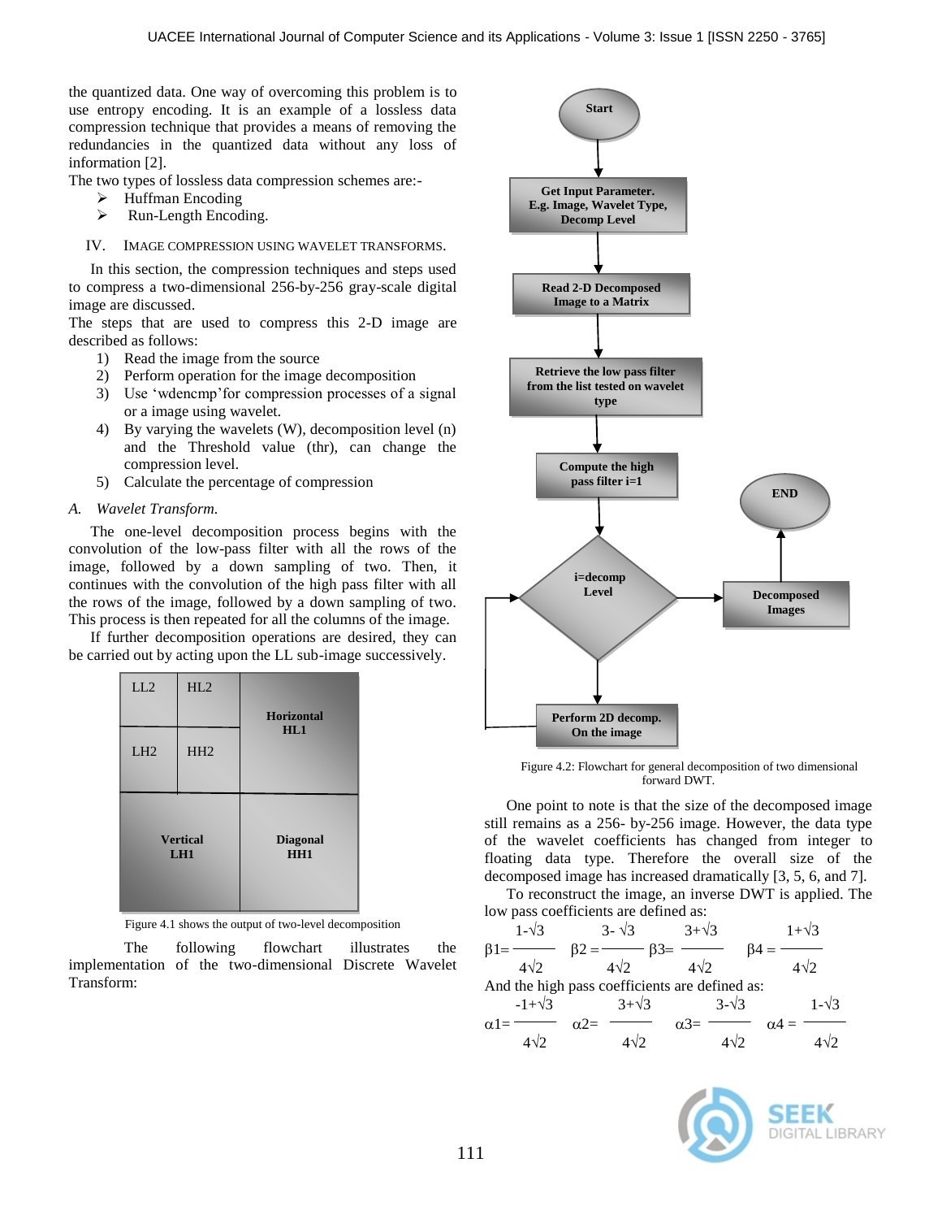the quantized data. One way of overcoming this problem is to use entropy encoding. It is an example of a lossless data compression technique that provides a means of removing the redundancies in the quantized data without any loss of information [2].

The two types of lossless data compression schemes are:-

- Huffman Encoding
- Run-Length Encoding.

## IV. Image Compression Using Wavelet Transforms.

In this section, the compression techniques and steps used to compress a two-dimensional 256-by-256 gray-scale digital image are discussed.

The steps that are used to compress this 2-D image are described as follows:

1) Read the image from the source
2) Perform operation for the image decomposition
3) Use 'wdencmp'for compression processes of a signal or a image using wavelet.
4) By varying the wavelets (W), decomposition level (n) and the Threshold value (thr), can change the compression level.
5) Calculate the percentage of compression

### *A. Wavelet Transform.*

The one-level decomposition process begins with the convolution of the low-pass filter with all the rows of the image, followed by a down sampling of two. Then, it continues with the convolution of the high pass filter with all the rows of the image, followed by a down sampling of two. This process is then repeated for all the columns of the image.

If further decomposition operations are desired, they can be carried out by acting upon the LL sub-image successively.

| LL2 | HL2 | Horizontal HL1 |
|---|---|---|
| LH2 | HH2 | |
| Vertical LH1 | | Diagonal HH1 |

Figure 4.1 shows the output of two-level decomposition

The following flowchart illustrates the implementation of the two-dimensional Discrete Wavelet Transform:

Start → Get Input Parameter. E.g. Image, Wavelet Type, Decomp Level → Read 2-D Decomposed Image to a Matrix → Retrieve the low pass filter from the list tested on wavelet type → Compute the high pass filter i=1 → i=decomp Level → (yes) Decomposed Images → END; (no) Perform 2D decomp. On the image → back to i=decomp Level

Figure 4.2: Flowchart for general decomposition of two dimensional forward DWT.

One point to note is that the size of the decomposed image still remains as a 256- by-256 image. However, the data type of the wavelet coefficients has changed from integer to floating data type. Therefore the overall size of the decomposed image has increased dramatically [3, 5, 6, and 7].

To reconstruct the image, an inverse DWT is applied. The low pass coefficients are defined as:

$$\beta1 = \frac{1-\sqrt{3}}{4\sqrt{2}} \quad \beta2 = \frac{3-\sqrt{3}}{4\sqrt{2}} \quad \beta3 = \frac{3+\sqrt{3}}{4\sqrt{2}} \quad \beta4 = \frac{1+\sqrt{3}}{4\sqrt{2}}$$

And the high pass coefficients are defined as:

$$\alpha1 = \frac{-1+\sqrt{3}}{4\sqrt{2}} \quad \alpha2 = \frac{3+\sqrt{3}}{4\sqrt{2}} \quad \alpha3 = \frac{3-\sqrt{3}}{4\sqrt{2}} \quad \alpha4 = \frac{1-\sqrt{3}}{4\sqrt{2}}$$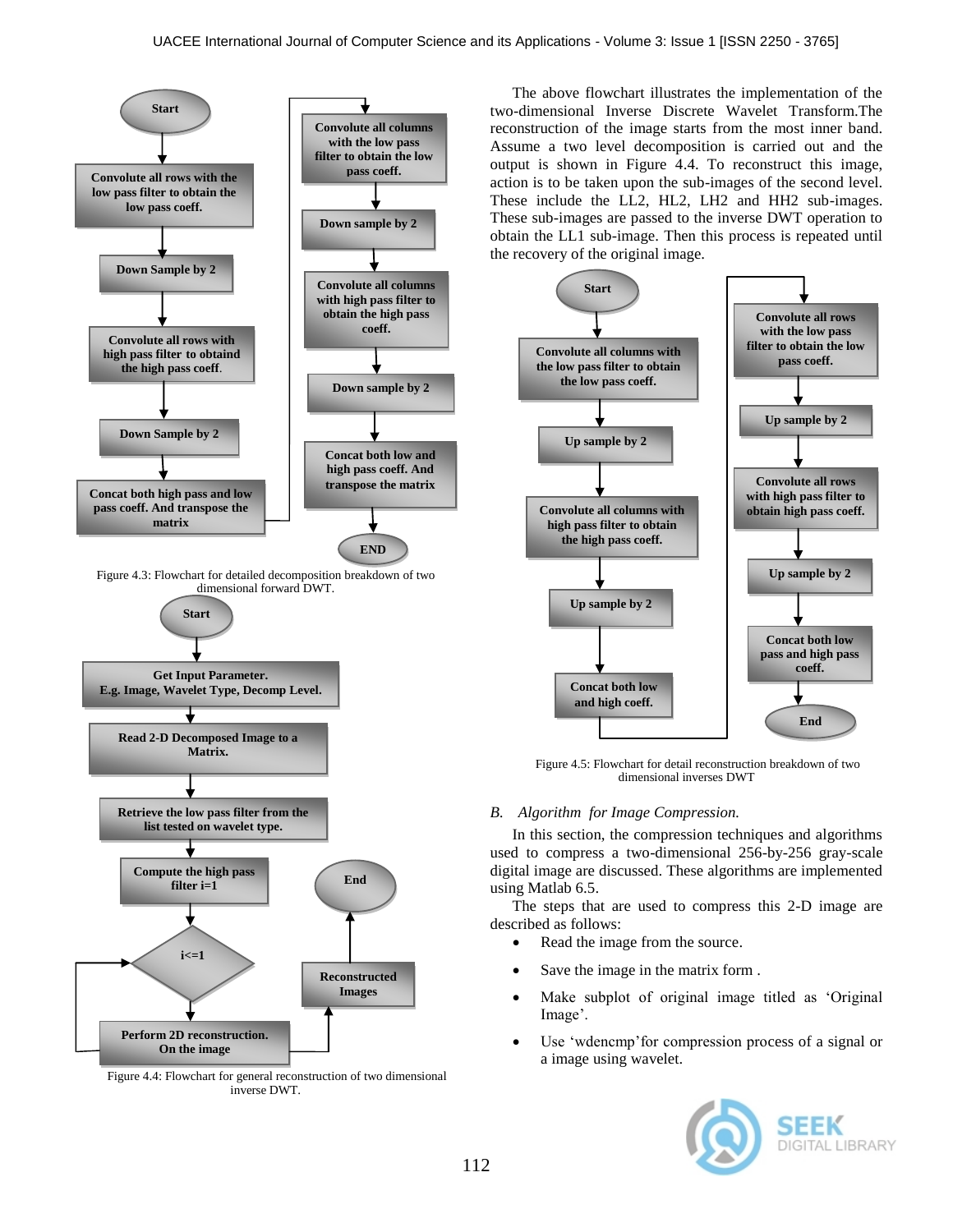Figure 4.3: Flowchart for detailed decomposition breakdown of two dimensional forward DWT.

Figure 4.4: Flowchart for general reconstruction of two dimensional inverse DWT.

The above flowchart illustrates the implementation of the two-dimensional Inverse Discrete Wavelet Transform.The reconstruction of the image starts from the most inner band. Assume a two level decomposition is carried out and the output is shown in Figure 4.4. To reconstruct this image, action is to be taken upon the sub-images of the second level. These include the LL2, HL2, LH2 and HH2 sub-images. These sub-images are passed to the inverse DWT operation to obtain the LL1 sub-image. Then this process is repeated until the recovery of the original image.

Figure 4.5: Flowchart for detail reconstruction breakdown of two dimensional inverses DWT

### *B. Algorithm for Image Compression.*

In this section, the compression techniques and algorithms used to compress a two-dimensional 256-by-256 gray-scale digital image are discussed. These algorithms are implemented using Matlab 6.5.

The steps that are used to compress this 2-D image are described as follows:

- Read the image from the source.
- Save the image in the matrix form .
- Make subplot of original image titled as 'Original Image'.
- Use 'wdencmp'for compression process of a signal or a image using wavelet.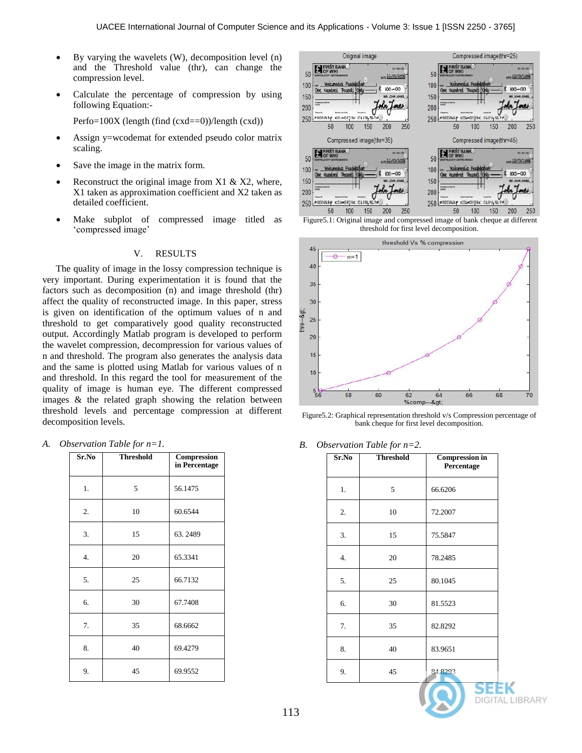- By varying the wavelets (W), decomposition level (n) and the Threshold value (thr), can change the compression level.
- Calculate the percentage of compression by using following Equation:-

  Perfo=100X (length (find (cxd==0))/length (cxd))
- Assign y=wcodemat for extended pseudo color matrix scaling.
- Save the image in the matrix form.
- Reconstruct the original image from X1 & X2, where, X1 taken as approximation coefficient and X2 taken as detailed coefficient.
- Make subplot of compressed image titled as ‘compressed image’

## V. RESULTS

The quality of image in the lossy compression technique is very important. During experimentation it is found that the factors such as decomposition (n) and image threshold (thr) affect the quality of reconstructed image. In this paper, stress is given on identification of the optimum values of n and threshold to get comparatively good quality reconstructed output. Accordingly Matlab program is developed to perform the wavelet compression, decompression for various values of n and threshold. The program also generates the analysis data and the same is plotted using Matlab for various values of n and threshold. In this regard the tool for measurement of the quality of image is human eye. The different compressed images & the related graph showing the relation between threshold levels and percentage compression at different decomposition levels.

### *A. Observation Table for n=1.*

| Sr.No | Threshold | Compression in Percentage |
|---|---|---|
| 1. | 5 | 56.1475 |
| 2. | 10 | 60.6544 |
| 3. | 15 | 63. 2489 |
| 4. | 20 | 65.3341 |
| 5. | 25 | 66.7132 |
| 6. | 30 | 67.7408 |
| 7. | 35 | 68.6662 |
| 8. | 40 | 69.4279 |
| 9. | 45 | 69.9552 |

Figure5.1: Original image and compressed image of bank cheque at different threshold for first level decomposition.

Figure5.2: Graphical representation threshold v/s Compression percentage of bank cheque for first level decomposition.

### *B. Observation Table for n=2.*

| Sr.No | Threshold | Compression in Percentage |
|---|---|---|
| 1. | 5 | 66.6206 |
| 2. | 10 | 72.2007 |
| 3. | 15 | 75.5847 |
| 4. | 20 | 78.2485 |
| 5. | 25 | 80.1045 |
| 6. | 30 | 81.5523 |
| 7. | 35 | 82.8292 |
| 8. | 40 | 83.9651 |
| 9. | 45 | 84.8293 |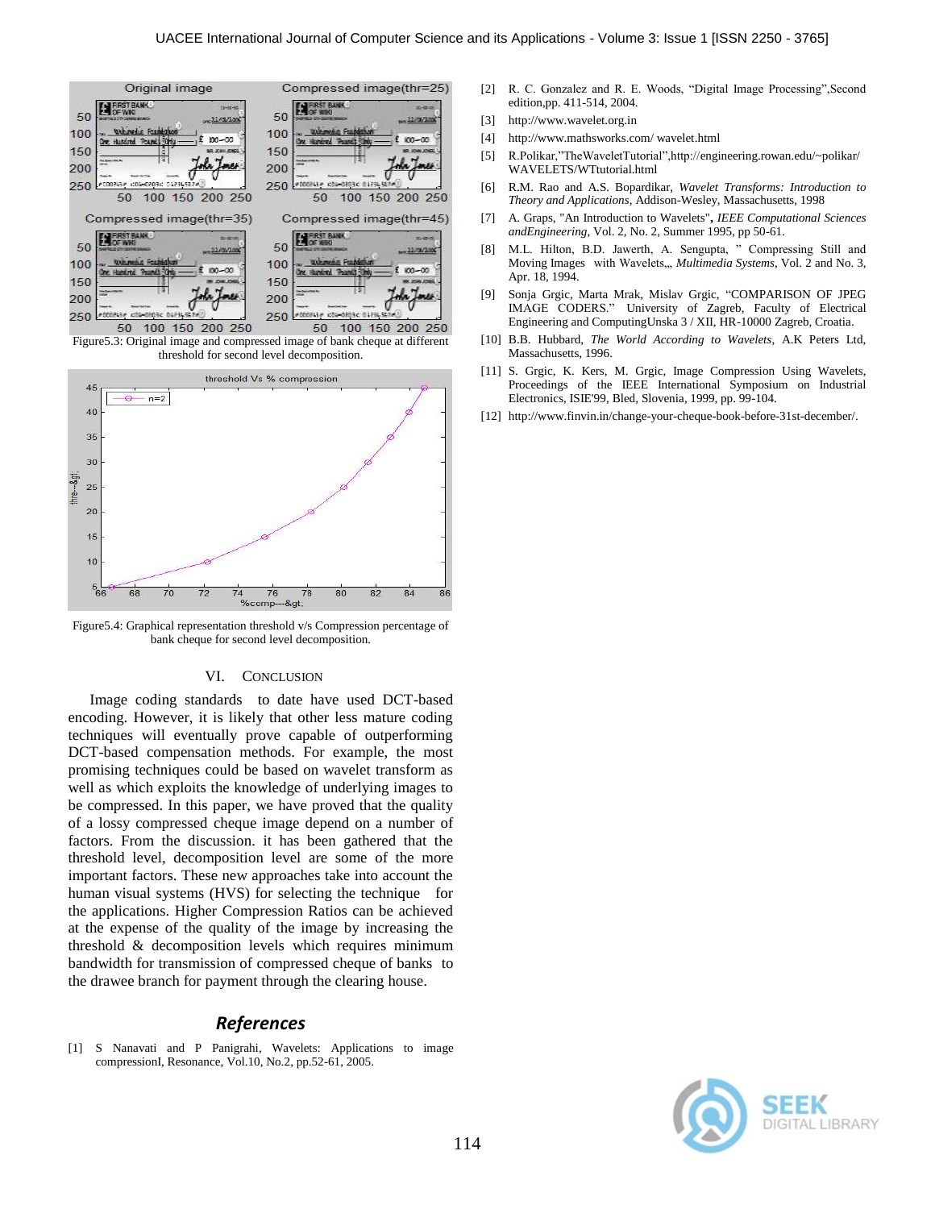Original image

Compressed image(thr=25)

Compressed image(thr=35)

Compressed image(thr=45)

Figure5.3: Original image and compressed image of bank cheque at different threshold for second level decomposition.

threshold Vs % compression

n=2

thre---&gt;

%comp---&gt;

45
40
35
30
25
20
15
10
5

66 68 70 72 74 76 78 80 82 84 86

Figure5.4: Graphical representation threshold v/s Compression percentage of bank cheque for second level decomposition.

## VI. Conclusion

Image coding standards to date have used DCT-based encoding. However, it is likely that other less mature coding techniques will eventually prove capable of outperforming DCT-based compensation methods. For example, the most promising techniques could be based on wavelet transform as well as which exploits the knowledge of underlying images to be compressed. In this paper, we have proved that the quality of a lossy compressed cheque image depend on a number of factors. From the discussion. it has been gathered that the threshold level, decomposition level are some of the more important factors. These new approaches take into account the human visual systems (HVS) for selecting the technique for the applications. Higher Compression Ratios can be achieved at the expense of the quality of the image by increasing the threshold & decomposition levels which requires minimum bandwidth for transmission of compressed cheque of banks to the drawee branch for payment through the clearing house.

## *References*

[1] S Nanavati and P Panigrahi, Wavelets: Applications to image compressionI, Resonance, Vol.10, No.2, pp.52-61, 2005.

[2] R. C. Gonzalez and R. E. Woods, "Digital Image Processing",Second edition,pp. 411-514, 2004.

[3] http://www.wavelet.org.in

[4] http://www.mathsworks.com/ wavelet.html

[5] R.Polikar,"TheWaveletTutorial",http://engineering.rowan.edu/~polikar/WAVELETS/WTtutorial.html

[6] R.M. Rao and A.S. Bopardikar, *Wavelet Transforms: Introduction to Theory and Applications*, Addison-Wesley, Massachusetts, 1998

[7] A. Graps, "An Introduction to Wavelets", *IEEE Computational Sciences andEngineering*, Vol. 2, No. 2, Summer 1995, pp 50-61.

[8] M.L. Hilton, B.D. Jawerth, A. Sengupta, " Compressing Still and Moving Images with Wavelets,,, *Multimedia Systems*, Vol. 2 and No. 3, Apr. 18, 1994.

[9] Sonja Grgic, Marta Mrak, Mislav Grgic, "COMPARISON OF JPEG IMAGE CODERS." University of Zagreb, Faculty of Electrical Engineering and ComputingUnska 3 / XII, HR-10000 Zagreb, Croatia.

[10] B.B. Hubbard, *The World According to Wavelets,* A.K Peters Ltd, Massachusetts, 1996.

[11] S. Grgic, K. Kers, M. Grgic, Image Compression Using Wavelets, Proceedings of the IEEE International Symposium on Industrial Electronics, ISIE'99, Bled, Slovenia, 1999, pp. 99-104.

[12] http://www.finvin.in/change-your-cheque-book-before-31st-december/.